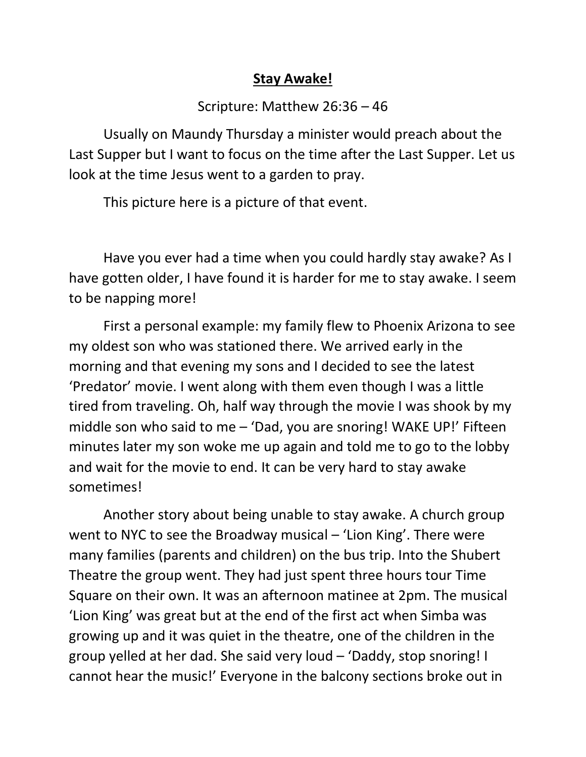**Stay Awake!**

Scripture: Matthew 26:36 – 46

Usually on Maundy Thursday a minister would preach about the Last Supper but I want to focus on the time after the Last Supper. Let us look at the time Jesus went to a garden to pray.

This picture here is a picture of that event.

Have you ever had a time when you could hardly stay awake? As I have gotten older, I have found it is harder for me to stay awake. I seem to be napping more!

First a personal example: my family flew to Phoenix Arizona to see my oldest son who was stationed there. We arrived early in the morning and that evening my sons and I decided to see the latest 'Predator' movie. I went along with them even though I was a little tired from traveling. Oh, half way through the movie I was shook by my middle son who said to me – 'Dad, you are snoring! WAKE UP!' Fifteen minutes later my son woke me up again and told me to go to the lobby and wait for the movie to end. It can be very hard to stay awake sometimes!

Another story about being unable to stay awake. A church group went to NYC to see the Broadway musical – 'Lion King'. There were many families (parents and children) on the bus trip. Into the Shubert Theatre the group went. They had just spent three hours tour Time Square on their own. It was an afternoon matinee at 2pm. The musical 'Lion King' was great but at the end of the first act when Simba was growing up and it was quiet in the theatre, one of the children in the group yelled at her dad. She said very loud – 'Daddy, stop snoring! I cannot hear the music!' Everyone in the balcony sections broke out in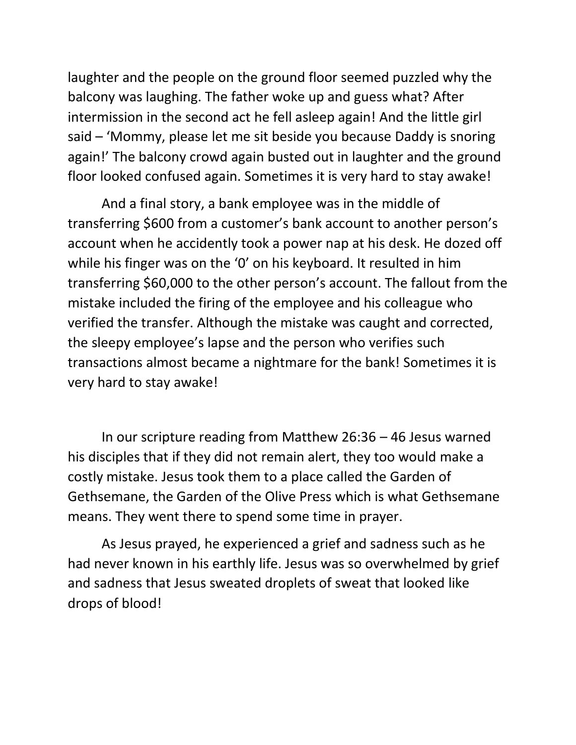laughter and the people on the ground floor seemed puzzled why the balcony was laughing. The father woke up and guess what? After intermission in the second act he fell asleep again! And the little girl said – 'Mommy, please let me sit beside you because Daddy is snoring again!' The balcony crowd again busted out in laughter and the ground floor looked confused again. Sometimes it is very hard to stay awake!

And a final story, a bank employee was in the middle of transferring $600 from a customer's bank account to another person's account when he accidently took a power nap at his desk. He dozed off while his finger was on the '0' on his keyboard. It resulted in him transferring $60,000 to the other person's account. The fallout from the mistake included the firing of the employee and his colleague who verified the transfer. Although the mistake was caught and corrected, the sleepy employee's lapse and the person who verifies such transactions almost became a nightmare for the bank! Sometimes it is very hard to stay awake!

In our scripture reading from Matthew 26:36 – 46 Jesus warned his disciples that if they did not remain alert, they too would make a costly mistake. Jesus took them to a place called the Garden of Gethsemane, the Garden of the Olive Press which is what Gethsemane means. They went there to spend some time in prayer.

As Jesus prayed, he experienced a grief and sadness such as he had never known in his earthly life. Jesus was so overwhelmed by grief and sadness that Jesus sweated droplets of sweat that looked like drops of blood!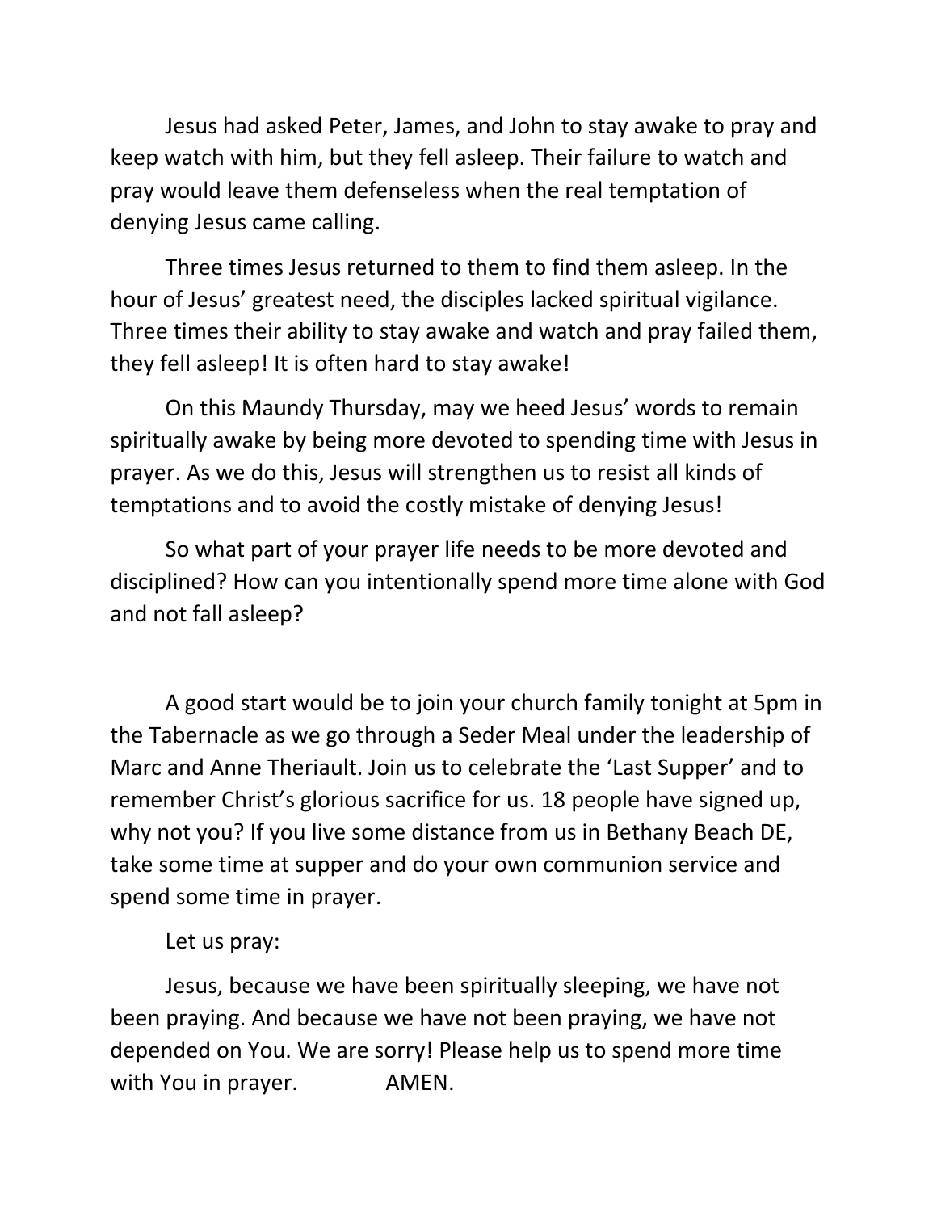Jesus had asked Peter, James, and John to stay awake to pray and keep watch with him, but they fell asleep. Their failure to watch and pray would leave them defenseless when the real temptation of denying Jesus came calling.

Three times Jesus returned to them to find them asleep. In the hour of Jesus' greatest need, the disciples lacked spiritual vigilance. Three times their ability to stay awake and watch and pray failed them, they fell asleep! It is often hard to stay awake!

On this Maundy Thursday, may we heed Jesus' words to remain spiritually awake by being more devoted to spending time with Jesus in prayer. As we do this, Jesus will strengthen us to resist all kinds of temptations and to avoid the costly mistake of denying Jesus!

So what part of your prayer life needs to be more devoted and disciplined? How can you intentionally spend more time alone with God and not fall asleep?

A good start would be to join your church family tonight at 5pm in the Tabernacle as we go through a Seder Meal under the leadership of Marc and Anne Theriault. Join us to celebrate the 'Last Supper' and to remember Christ's glorious sacrifice for us. 18 people have signed up, why not you? If you live some distance from us in Bethany Beach DE, take some time at supper and do your own communion service and spend some time in prayer.

Let us pray:

Jesus, because we have been spiritually sleeping, we have not been praying. And because we have not been praying, we have not depended on You. We are sorry! Please help us to spend more time with You in prayer. AMEN.